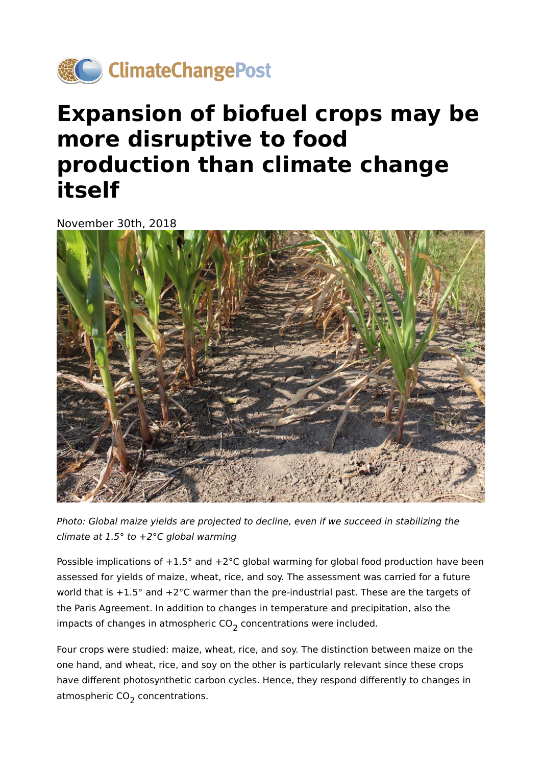ClimateChangePost

# Expansion of biofuel crops may be more disruptive to food production than climate change itself

November 30th, 2018

*Photo: Global maize yields are projected to decline, even if we succeed in stabilizing the climate at 1.5° to +2°C global warming*

Possible implications of +1.5° and +2°C global warming for global food production have been assessed for yields of maize, wheat, rice, and soy. The assessment was carried for a future world that is +1.5° and +2°C warmer than the pre-industrial past. These are the targets of the Paris Agreement. In addition to changes in temperature and precipitation, also the impacts of changes in atmospheric $CO_2$ concentrations were included.

Four crops were studied: maize, wheat, rice, and soy. The distinction between maize on the one hand, and wheat, rice, and soy on the other is particularly relevant since these crops have different photosynthetic carbon cycles. Hence, they respond differently to changes in atmospheric $CO_2$ concentrations.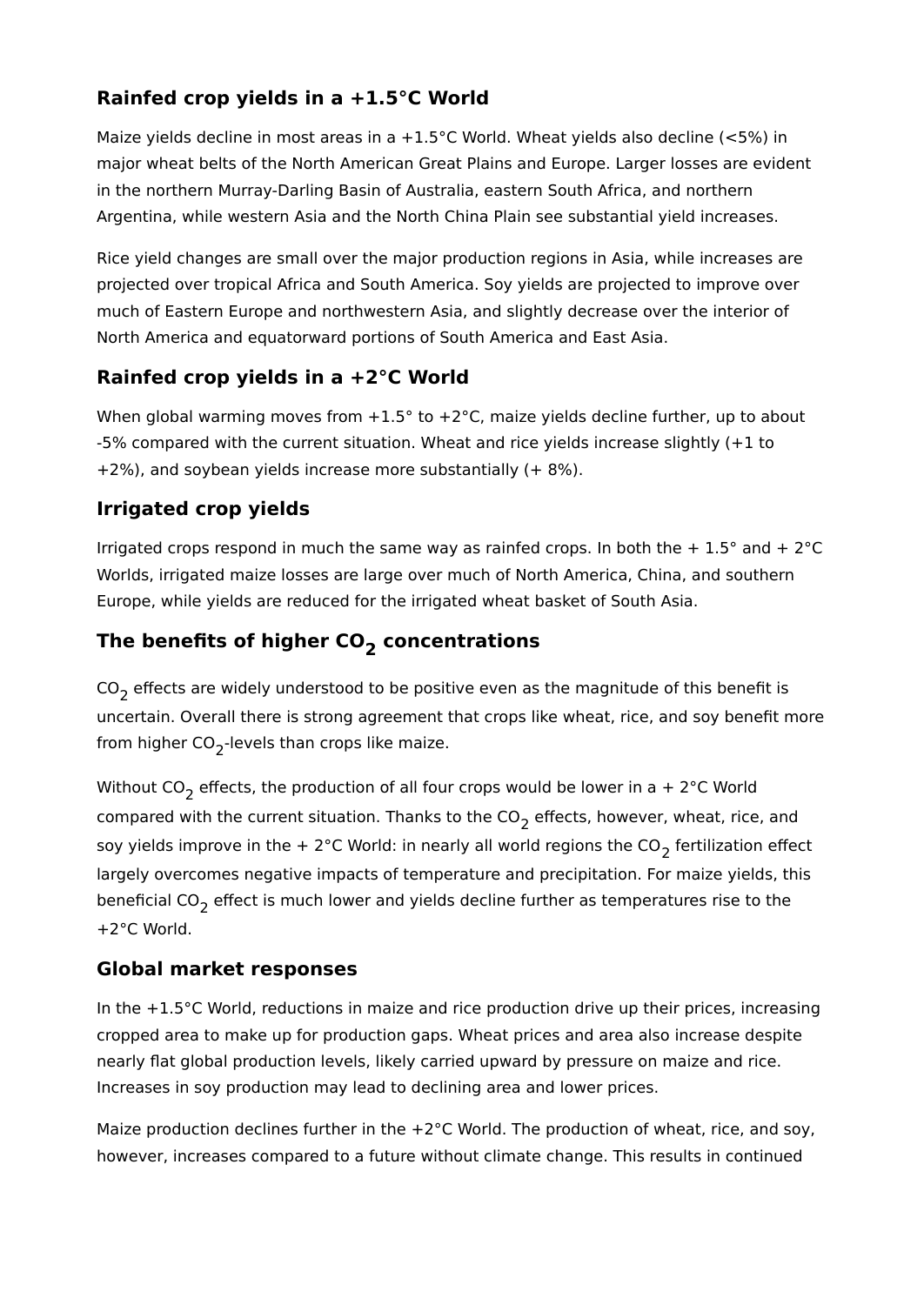## Rainfed crop yields in a +1.5°C World

Maize yields decline in most areas in a +1.5°C World. Wheat yields also decline (<5%) in major wheat belts of the North American Great Plains and Europe. Larger losses are evident in the northern Murray-Darling Basin of Australia, eastern South Africa, and northern Argentina, while western Asia and the North China Plain see substantial yield increases.

Rice yield changes are small over the major production regions in Asia, while increases are projected over tropical Africa and South America. Soy yields are projected to improve over much of Eastern Europe and northwestern Asia, and slightly decrease over the interior of North America and equatorward portions of South America and East Asia.

## Rainfed crop yields in a +2°C World

When global warming moves from +1.5° to +2°C, maize yields decline further, up to about -5% compared with the current situation. Wheat and rice yields increase slightly (+1 to +2%), and soybean yields increase more substantially (+ 8%).

## Irrigated crop yields

Irrigated crops respond in much the same way as rainfed crops. In both the + 1.5° and + 2°C Worlds, irrigated maize losses are large over much of North America, China, and southern Europe, while yields are reduced for the irrigated wheat basket of South Asia.

## The benefits of higher $CO_2$ concentrations

$CO_2$ effects are widely understood to be positive even as the magnitude of this benefit is uncertain. Overall there is strong agreement that crops like wheat, rice, and soy benefit more from higher $CO_2$-levels than crops like maize.

Without $CO_2$ effects, the production of all four crops would be lower in a + 2°C World compared with the current situation. Thanks to the $CO_2$ effects, however, wheat, rice, and soy yields improve in the + 2°C World: in nearly all world regions the $CO_2$ fertilization effect largely overcomes negative impacts of temperature and precipitation. For maize yields, this beneficial $CO_2$ effect is much lower and yields decline further as temperatures rise to the +2°C World.

## Global market responses

In the +1.5°C World, reductions in maize and rice production drive up their prices, increasing cropped area to make up for production gaps. Wheat prices and area also increase despite nearly flat global production levels, likely carried upward by pressure on maize and rice. Increases in soy production may lead to declining area and lower prices.

Maize production declines further in the +2°C World. The production of wheat, rice, and soy, however, increases compared to a future without climate change. This results in continued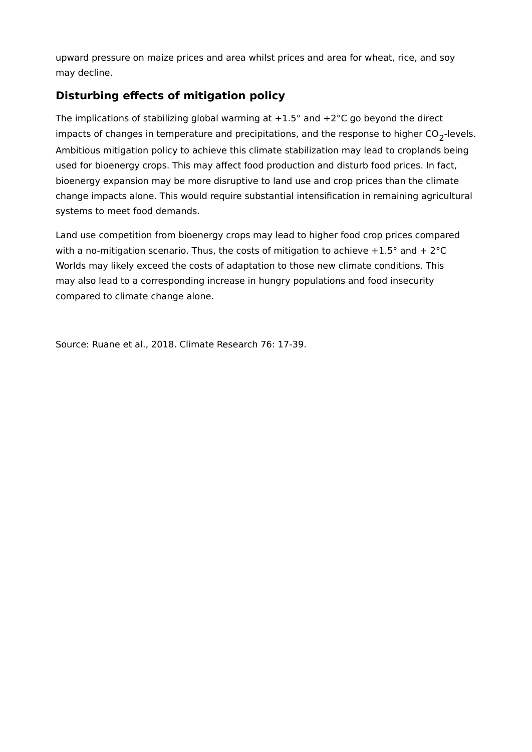upward pressure on maize prices and area whilst prices and area for wheat, rice, and soy may decline.

## Disturbing effects of mitigation policy

The implications of stabilizing global warming at +1.5° and +2°C go beyond the direct impacts of changes in temperature and precipitations, and the response to higher $CO_2$-levels. Ambitious mitigation policy to achieve this climate stabilization may lead to croplands being used for bioenergy crops. This may affect food production and disturb food prices. In fact, bioenergy expansion may be more disruptive to land use and crop prices than the climate change impacts alone. This would require substantial intensification in remaining agricultural systems to meet food demands.

Land use competition from bioenergy crops may lead to higher food crop prices compared with a no-mitigation scenario. Thus, the costs of mitigation to achieve +1.5° and + 2°C Worlds may likely exceed the costs of adaptation to those new climate conditions. This may also lead to a corresponding increase in hungry populations and food insecurity compared to climate change alone.

Source: Ruane et al., 2018. Climate Research 76: 17-39.